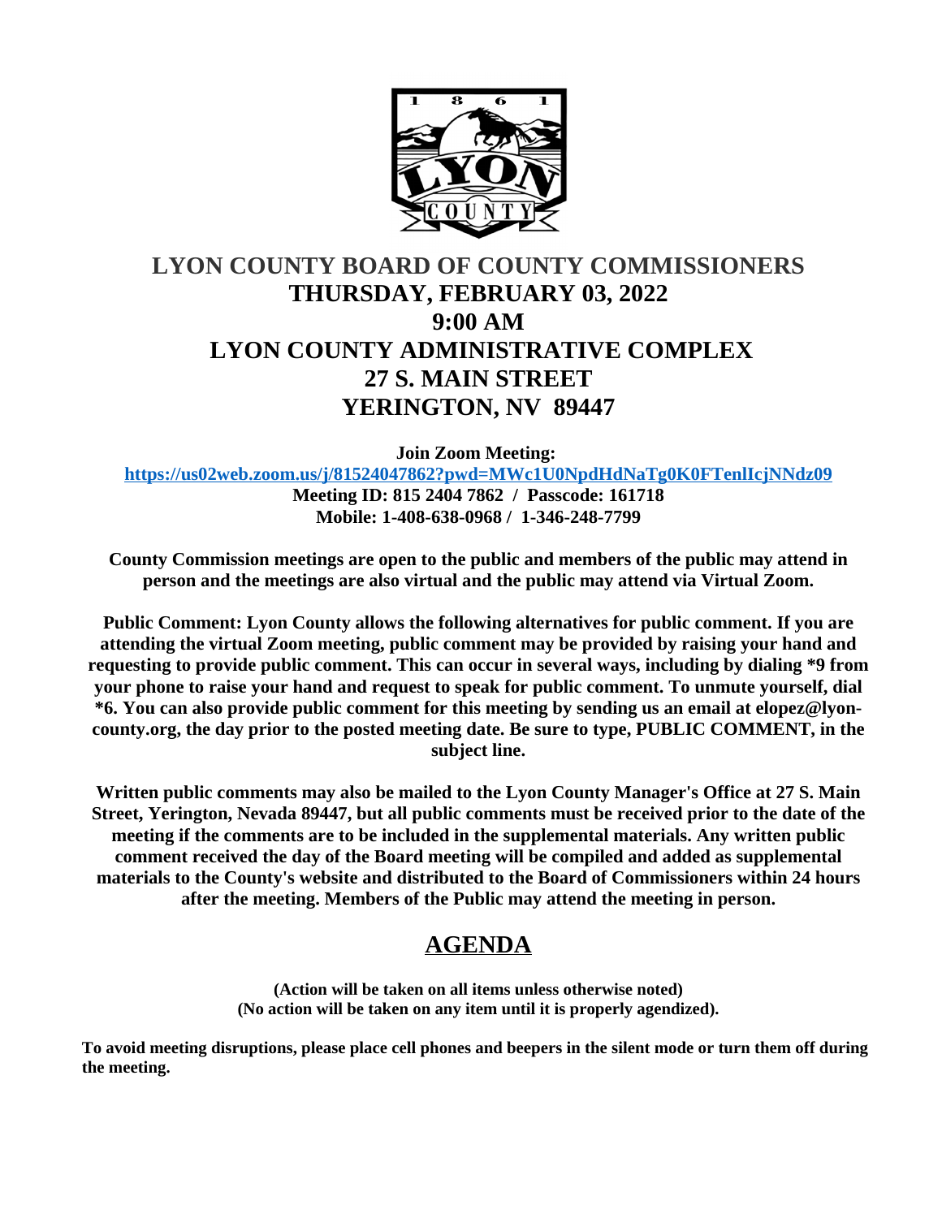# LYON COUNTY BOARD OF COUNTY COMMISSIONERS

## THURSDAY, FEBRUARY 03, 2022

## 9:00 AM

## LYON COUNTY ADMINISTRATIVE COMPLEX

## 27 S. MAIN STREET

## YERINGTON, NV 89447

**Join Zoom Meeting:**

**https://us02web.zoom.us/j/81524047862?pwd=MWc1U0NpdHdNaTg0K0FTenlIcjNNdz09**

**Meeting ID: 815 2404 7862 / Passcode: 161718**

**Mobile: 1-408-638-0968 / 1-346-248-7799**

**County Commission meetings are open to the public and members of the public may attend in person and the meetings are also virtual and the public may attend via Virtual Zoom.**

**Public Comment: Lyon County allows the following alternatives for public comment. If you are attending the virtual Zoom meeting, public comment may be provided by raising your hand and requesting to provide public comment. This can occur in several ways, including by dialing *9 from your phone to raise your hand and request to speak for public comment. To unmute yourself, dial *6. You can also provide public comment for this meeting by sending us an email at elopez@lyon-county.org, the day prior to the posted meeting date. Be sure to type, PUBLIC COMMENT, in the subject line.**

**Written public comments may also be mailed to the Lyon County Manager's Office at 27 S. Main Street, Yerington, Nevada 89447, but all public comments must be received prior to the date of the meeting if the comments are to be included in the supplemental materials. Any written public comment received the day of the Board meeting will be compiled and added as supplemental materials to the County's website and distributed to the Board of Commissioners within 24 hours after the meeting. Members of the Public may attend the meeting in person.**

## AGENDA

**(Action will be taken on all items unless otherwise noted)**
**(No action will be taken on any item until it is properly agendized).**

**To avoid meeting disruptions, please place cell phones and beepers in the silent mode or turn them off during the meeting.**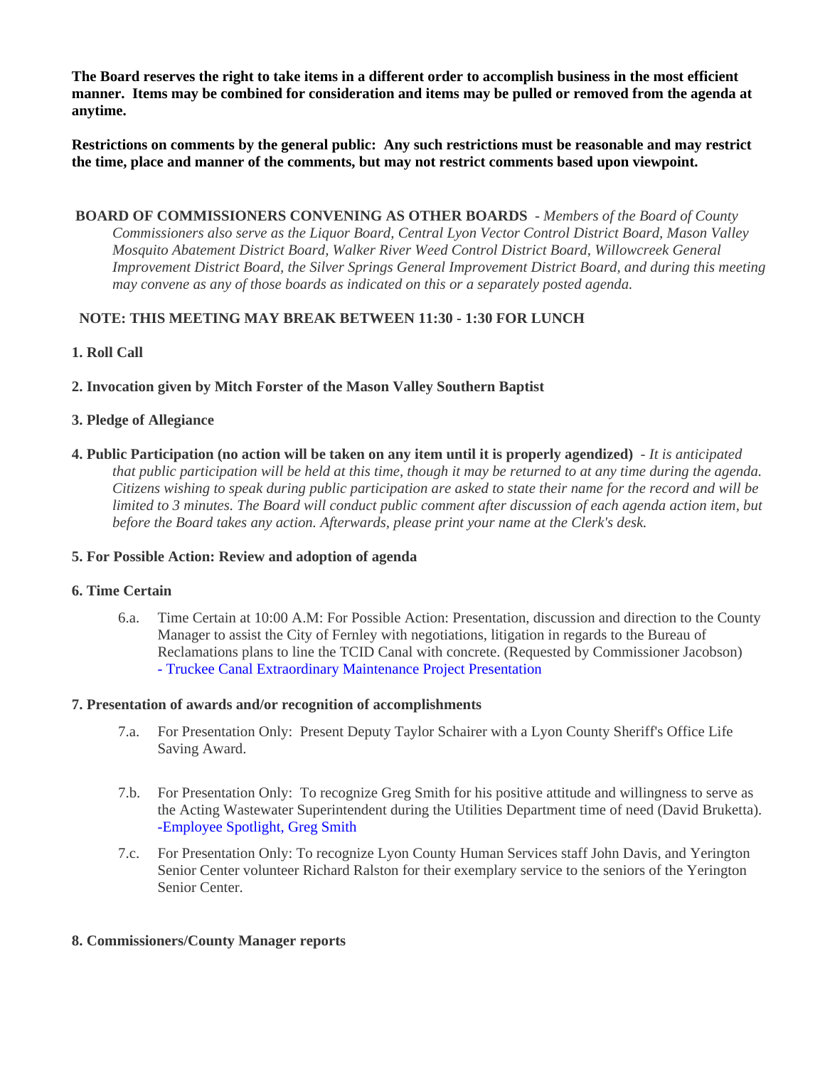**The Board reserves the right to take items in a different order to accomplish business in the most efficient manner. Items may be combined for consideration and items may be pulled or removed from the agenda at anytime.**

**Restrictions on comments by the general public: Any such restrictions must be reasonable and may restrict the time, place and manner of the comments, but may not restrict comments based upon viewpoint.**

**BOARD OF COMMISSIONERS CONVENING AS OTHER BOARDS** - *Members of the Board of County Commissioners also serve as the Liquor Board, Central Lyon Vector Control District Board, Mason Valley Mosquito Abatement District Board, Walker River Weed Control District Board, Willowcreek General Improvement District Board, the Silver Springs General Improvement District Board, and during this meeting may convene as any of those boards as indicated on this or a separately posted agenda.*

**NOTE: THIS MEETING MAY BREAK BETWEEN 11:30 - 1:30 FOR LUNCH**

**1. Roll Call**

**2. Invocation given by Mitch Forster of the Mason Valley Southern Baptist**

**3. Pledge of Allegiance**

**4. Public Participation (no action will be taken on any item until it is properly agendized)** - *It is anticipated that public participation will be held at this time, though it may be returned to at any time during the agenda. Citizens wishing to speak during public participation are asked to state their name for the record and will be limited to 3 minutes. The Board will conduct public comment after discussion of each agenda action item, but before the Board takes any action. Afterwards, please print your name at the Clerk's desk.*

**5. For Possible Action: Review and adoption of agenda**

**6. Time Certain**

6.a. Time Certain at 10:00 A.M: For Possible Action: Presentation, discussion and direction to the County Manager to assist the City of Fernley with negotiations, litigation in regards to the Bureau of Reclamations plans to line the TCID Canal with concrete. (Requested by Commissioner Jacobson) - Truckee Canal Extraordinary Maintenance Project Presentation

**7. Presentation of awards and/or recognition of accomplishments**

7.a. For Presentation Only: Present Deputy Taylor Schairer with a Lyon County Sheriff's Office Life Saving Award.

7.b. For Presentation Only: To recognize Greg Smith for his positive attitude and willingness to serve as the Acting Wastewater Superintendent during the Utilities Department time of need (David Bruketta). -Employee Spotlight, Greg Smith

7.c. For Presentation Only: To recognize Lyon County Human Services staff John Davis, and Yerington Senior Center volunteer Richard Ralston for their exemplary service to the seniors of the Yerington Senior Center.

**8. Commissioners/County Manager reports**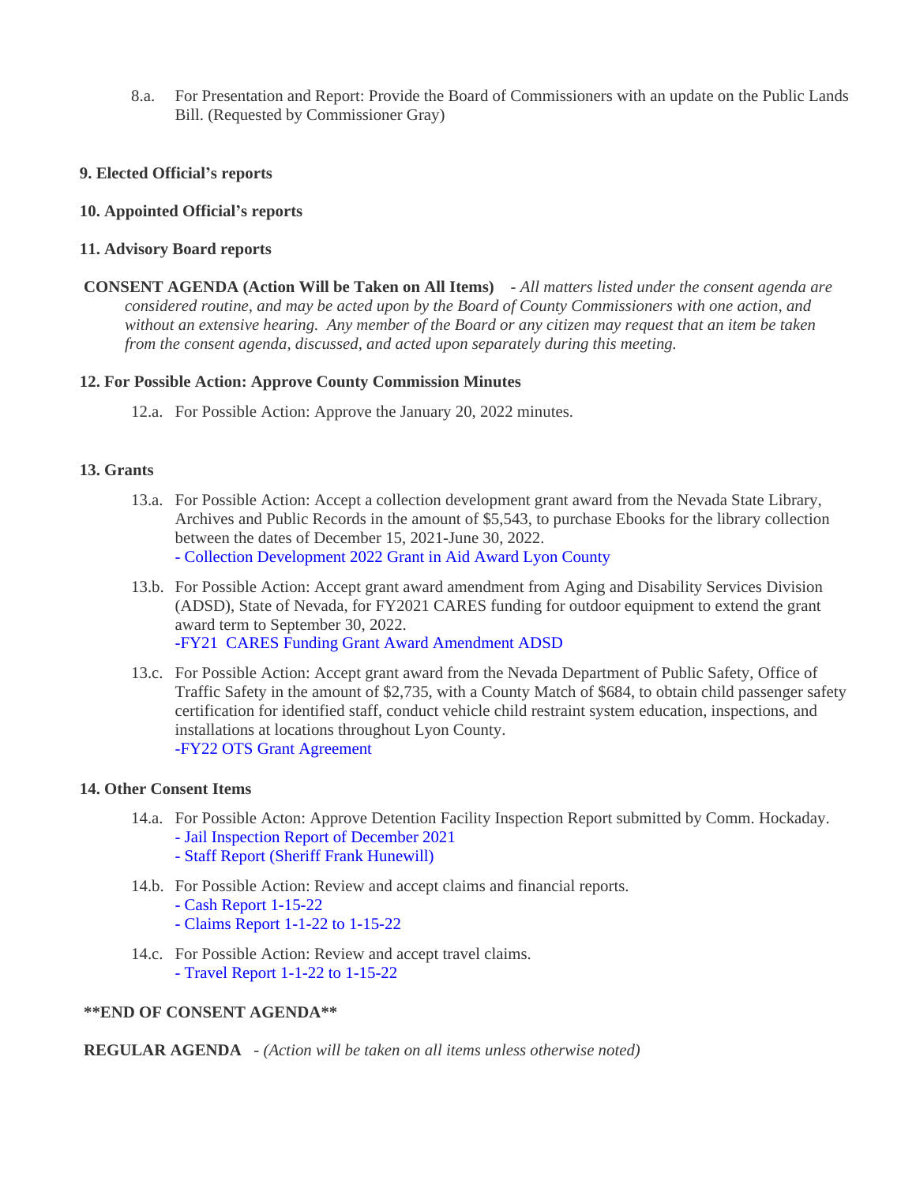8.a. For Presentation and Report: Provide the Board of Commissioners with an update on the Public Lands Bill. (Requested by Commissioner Gray)

**9. Elected Official's reports**

**10. Appointed Official's reports**

**11. Advisory Board reports**

**CONSENT AGENDA (Action Will be Taken on All Items)** - *All matters listed under the consent agenda are considered routine, and may be acted upon by the Board of County Commissioners with one action, and without an extensive hearing. Any member of the Board or any citizen may request that an item be taken from the consent agenda, discussed, and acted upon separately during this meeting.*

**12. For Possible Action: Approve County Commission Minutes**

12.a. For Possible Action: Approve the January 20, 2022 minutes.

**13. Grants**

13.a. For Possible Action: Accept a collection development grant award from the Nevada State Library, Archives and Public Records in the amount of $5,543, to purchase Ebooks for the library collection between the dates of December 15, 2021-June 30, 2022.
- Collection Development 2022 Grant in Aid Award Lyon County

13.b. For Possible Action: Accept grant award amendment from Aging and Disability Services Division (ADSD), State of Nevada, for FY2021 CARES funding for outdoor equipment to extend the grant award term to September 30, 2022.
-FY21 CARES Funding Grant Award Amendment ADSD

13.c. For Possible Action: Accept grant award from the Nevada Department of Public Safety, Office of Traffic Safety in the amount of $2,735, with a County Match of $684, to obtain child passenger safety certification for identified staff, conduct vehicle child restraint system education, inspections, and installations at locations throughout Lyon County.
-FY22 OTS Grant Agreement

**14. Other Consent Items**

14.a. For Possible Acton: Approve Detention Facility Inspection Report submitted by Comm. Hockaday.
- Jail Inspection Report of December 2021
- Staff Report (Sheriff Frank Hunewill)

14.b. For Possible Action: Review and accept claims and financial reports.
- Cash Report 1-15-22
- Claims Report 1-1-22 to 1-15-22

14.c. For Possible Action: Review and accept travel claims.
- Travel Report 1-1-22 to 1-15-22

**\*\*END OF CONSENT AGENDA\*\***

**REGULAR AGENDA** - *(Action will be taken on all items unless otherwise noted)*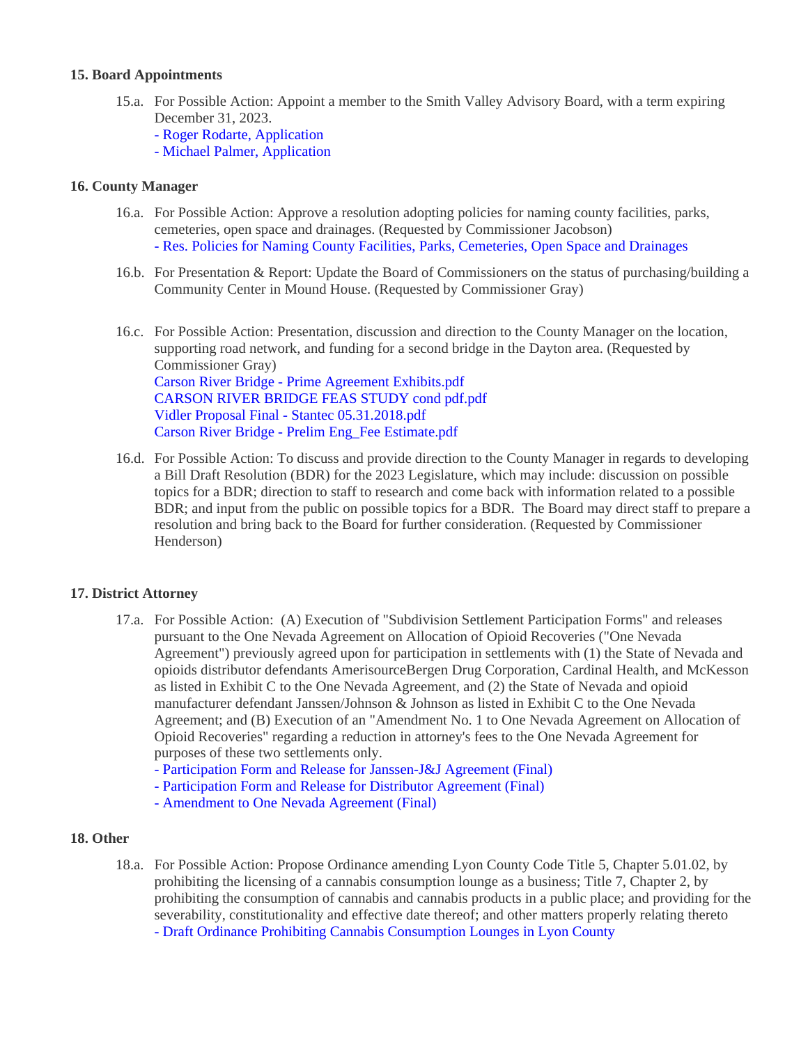### 15. Board Appointments

15.a. For Possible Action: Appoint a member to the Smith Valley Advisory Board, with a term expiring December 31, 2023.
- Roger Rodarte, Application
- Michael Palmer, Application

### 16. County Manager

16.a. For Possible Action: Approve a resolution adopting policies for naming county facilities, parks, cemeteries, open space and drainages. (Requested by Commissioner Jacobson)
- Res. Policies for Naming County Facilities, Parks, Cemeteries, Open Space and Drainages

16.b. For Presentation & Report: Update the Board of Commissioners on the status of purchasing/building a Community Center in Mound House. (Requested by Commissioner Gray)

16.c. For Possible Action: Presentation, discussion and direction to the County Manager on the location, supporting road network, and funding for a second bridge in the Dayton area. (Requested by Commissioner Gray)
Carson River Bridge - Prime Agreement Exhibits.pdf
CARSON RIVER BRIDGE FEAS STUDY cond pdf.pdf
Vidler Proposal Final - Stantec 05.31.2018.pdf
Carson River Bridge - Prelim Eng_Fee Estimate.pdf

16.d. For Possible Action: To discuss and provide direction to the County Manager in regards to developing a Bill Draft Resolution (BDR) for the 2023 Legislature, which may include: discussion on possible topics for a BDR; direction to staff to research and come back with information related to a possible BDR; and input from the public on possible topics for a BDR. The Board may direct staff to prepare a resolution and bring back to the Board for further consideration. (Requested by Commissioner Henderson)

### 17. District Attorney

17.a. For Possible Action: (A) Execution of "Subdivision Settlement Participation Forms" and releases pursuant to the One Nevada Agreement on Allocation of Opioid Recoveries ("One Nevada Agreement") previously agreed upon for participation in settlements with (1) the State of Nevada and opioids distributor defendants AmerisourceBergen Drug Corporation, Cardinal Health, and McKesson as listed in Exhibit C to the One Nevada Agreement, and (2) the State of Nevada and opioid manufacturer defendant Janssen/Johnson & Johnson as listed in Exhibit C to the One Nevada Agreement; and (B) Execution of an "Amendment No. 1 to One Nevada Agreement on Allocation of Opioid Recoveries" regarding a reduction in attorney's fees to the One Nevada Agreement for purposes of these two settlements only.
- Participation Form and Release for Janssen-J&J Agreement (Final)
- Participation Form and Release for Distributor Agreement (Final)
- Amendment to One Nevada Agreement (Final)

### 18. Other

18.a. For Possible Action: Propose Ordinance amending Lyon County Code Title 5, Chapter 5.01.02, by prohibiting the licensing of a cannabis consumption lounge as a business; Title 7, Chapter 2, by prohibiting the consumption of cannabis and cannabis products in a public place; and providing for the severability, constitutionality and effective date thereof; and other matters properly relating thereto
- Draft Ordinance Prohibiting Cannabis Consumption Lounges in Lyon County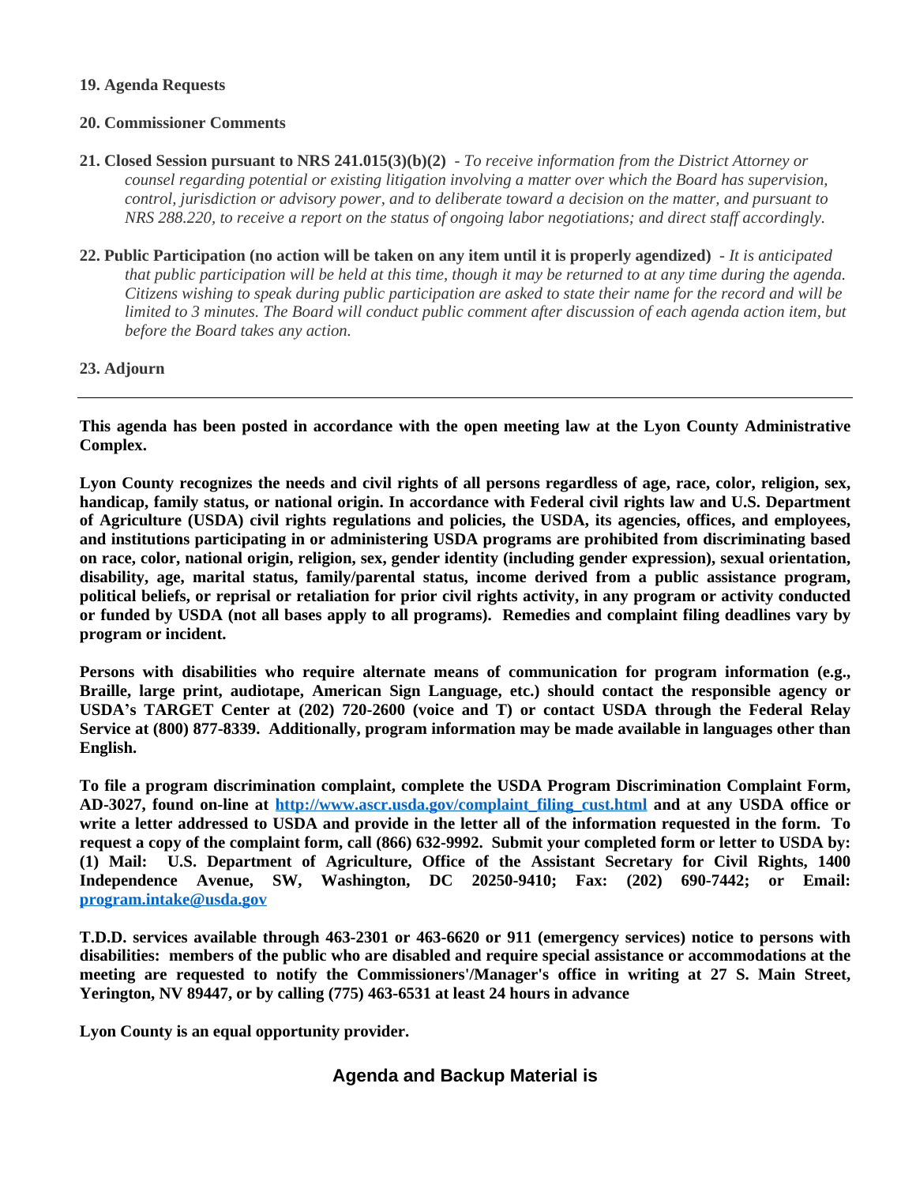**19. Agenda Requests**

**20. Commissioner Comments**

**21. Closed Session pursuant to NRS 241.015(3)(b)(2)** - *To receive information from the District Attorney or counsel regarding potential or existing litigation involving a matter over which the Board has supervision, control, jurisdiction or advisory power, and to deliberate toward a decision on the matter, and pursuant to NRS 288.220, to receive a report on the status of ongoing labor negotiations; and direct staff accordingly.*

**22. Public Participation (no action will be taken on any item until it is properly agendized)** - *It is anticipated that public participation will be held at this time, though it may be returned to at any time during the agenda. Citizens wishing to speak during public participation are asked to state their name for the record and will be limited to 3 minutes. The Board will conduct public comment after discussion of each agenda action item, but before the Board takes any action.*

**23. Adjourn**

---

**This agenda has been posted in accordance with the open meeting law at the Lyon County Administrative Complex.**

**Lyon County recognizes the needs and civil rights of all persons regardless of age, race, color, religion, sex, handicap, family status, or national origin. In accordance with Federal civil rights law and U.S. Department of Agriculture (USDA) civil rights regulations and policies, the USDA, its agencies, offices, and employees, and institutions participating in or administering USDA programs are prohibited from discriminating based on race, color, national origin, religion, sex, gender identity (including gender expression), sexual orientation, disability, age, marital status, family/parental status, income derived from a public assistance program, political beliefs, or reprisal or retaliation for prior civil rights activity, in any program or activity conducted or funded by USDA (not all bases apply to all programs). Remedies and complaint filing deadlines vary by program or incident.**

**Persons with disabilities who require alternate means of communication for program information (e.g., Braille, large print, audiotape, American Sign Language, etc.) should contact the responsible agency or USDA's TARGET Center at (202) 720-2600 (voice and T) or contact USDA through the Federal Relay Service at (800) 877-8339. Additionally, program information may be made available in languages other than English.**

**To file a program discrimination complaint, complete the USDA Program Discrimination Complaint Form, AD-3027, found on-line at [http://www.ascr.usda.gov/complaint_filing_cust.html](http://www.ascr.usda.gov/complaint_filing_cust.html) and at any USDA office or write a letter addressed to USDA and provide in the letter all of the information requested in the form. To request a copy of the complaint form, call (866) 632-9992. Submit your completed form or letter to USDA by: (1) Mail: U.S. Department of Agriculture, Office of the Assistant Secretary for Civil Rights, 1400 Independence Avenue, SW, Washington, DC 20250-9410; Fax: (202) 690-7442; or Email: [program.intake@usda.gov](mailto:program.intake@usda.gov)**

**T.D.D. services available through 463-2301 or 463-6620 or 911 (emergency services) notice to persons with disabilities: members of the public who are disabled and require special assistance or accommodations at the meeting are requested to notify the Commissioners'/Manager's office in writing at 27 S. Main Street, Yerington, NV 89447, or by calling (775) 463-6531 at least 24 hours in advance**

**Lyon County is an equal opportunity provider.**

**Agenda and Backup Material is**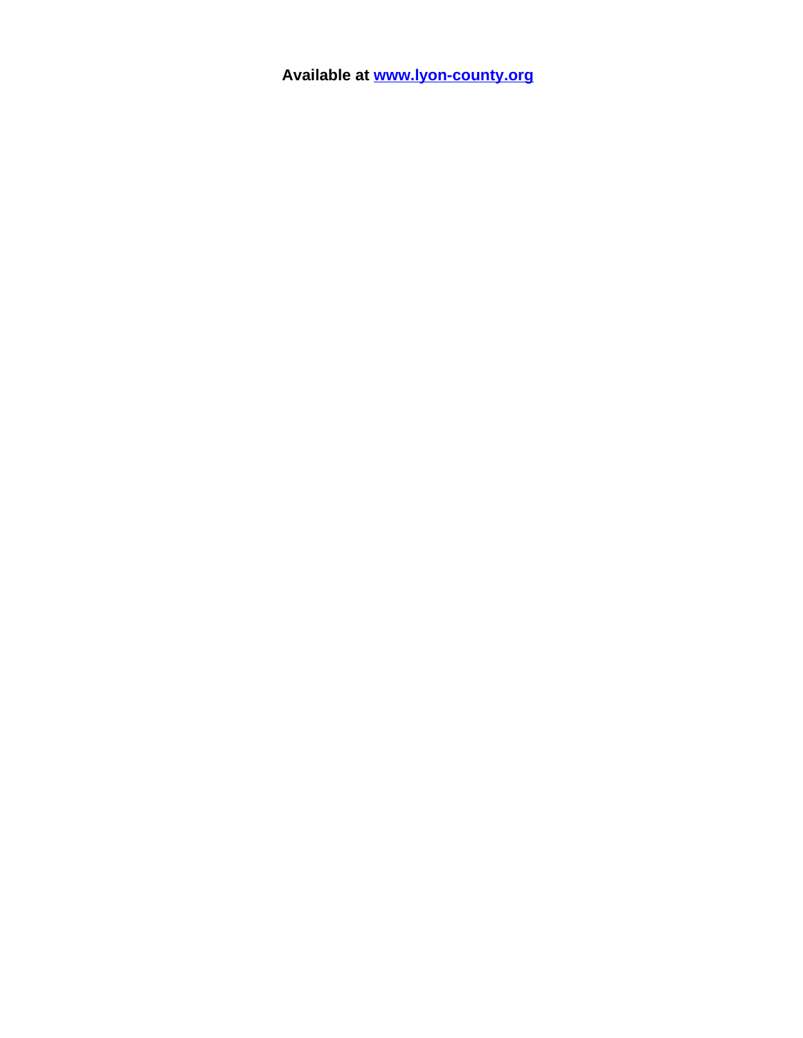**Available at [www.lyon-county.org](http://www.lyon-county.org)**